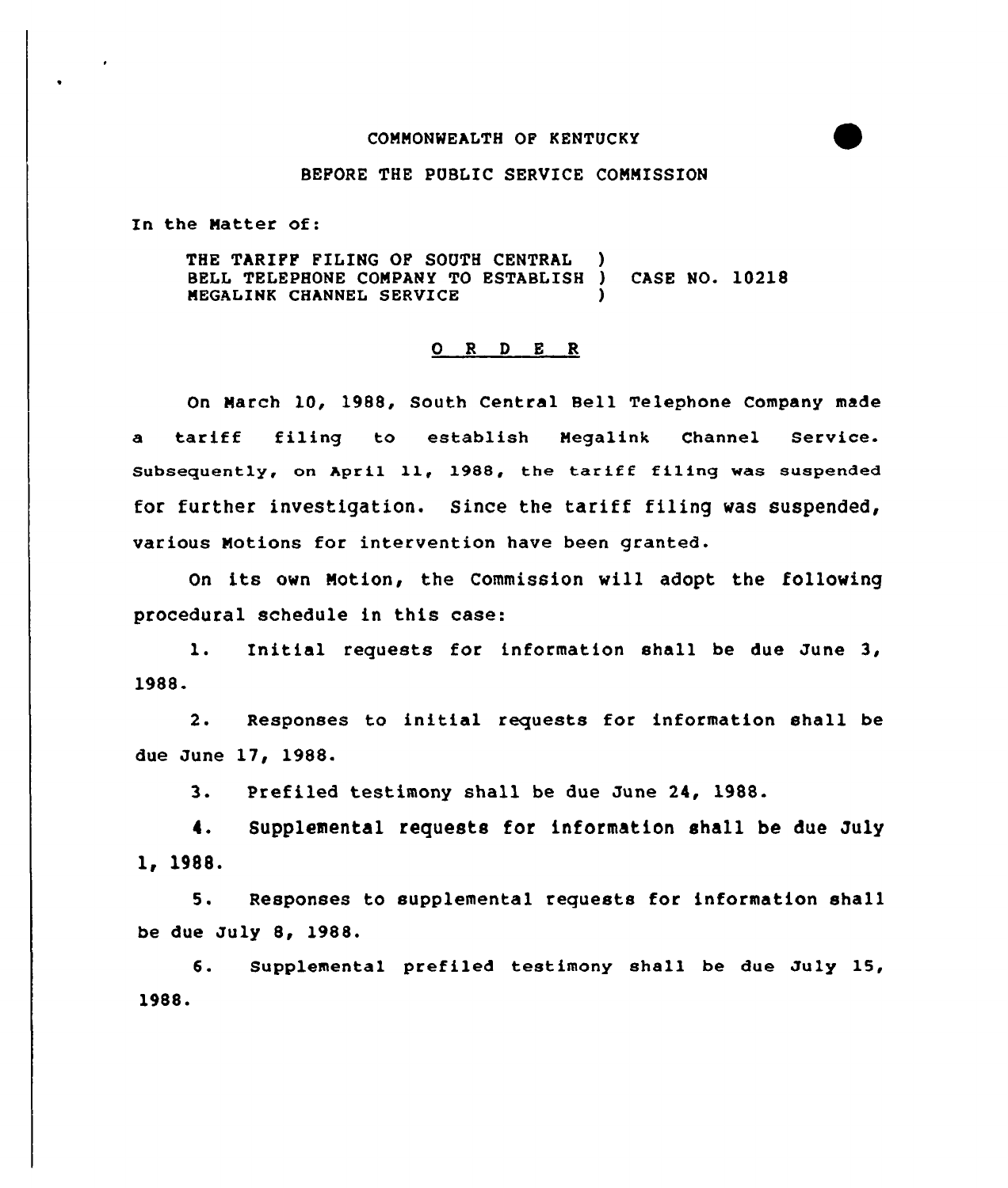COMMONWEALTH OF KENTUCKY

BEFORE THE PUBLIC SERVICE COMMISSION

In the Matter of:

THE TARIFF FILING OF SOUTH CENTRAL ) BELL TELEPHONE COMPANY TO ESTABLISH ) CASE NO. 10218 MEGALINK CHANNEL SERVICE )

## O R D E R

On March 10, 1988, South Central Bell Telephone Company made a tariff filing to establish Megalink Channel Service. Subsequently, on April 11, 1988, the tariff filing was suspended for further investigation. Since the tariff filing was suspended, various Motions for intervention have been granted.

On its own Motion, the Commission will adopt the following procedural schedule in this case:

1. Initial requests for information shall be due June 3, 1988.

2. Responses to initial requests for information shall be due June 17, 1988.

3. Prefiled testimony shall be due June 24, 1988.

4. Supplemental requests for information shall be due July 1, 1988.

5. Responses to supplemental requests for information shall be due July 8, 1988.

6. Supplemental prefiled testimony shall be due July 15, 1988.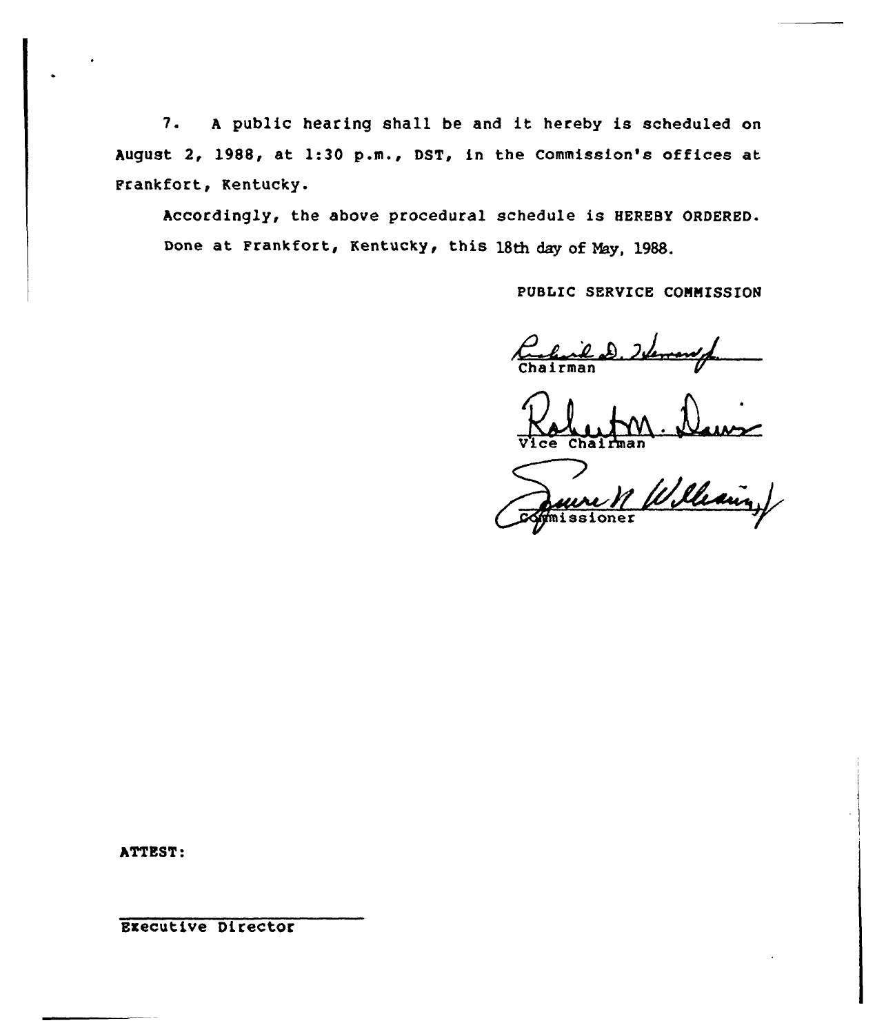7. A public hearing shall be and it hereby is scheduled on August 2, 1988, at 1:30 p.m., DST, in the Commission's offices at Frankfort, Kentucky.

Accordingly, the above procedural schedule is HEREBY ORDERED.

Done at Frankfort, Kentucky, this 18th day of May, 1988.

PUBLIC SERVICE COMMISSION

Chairman

Vice Chairman

Commissioner

ATTEST:

Executive Director